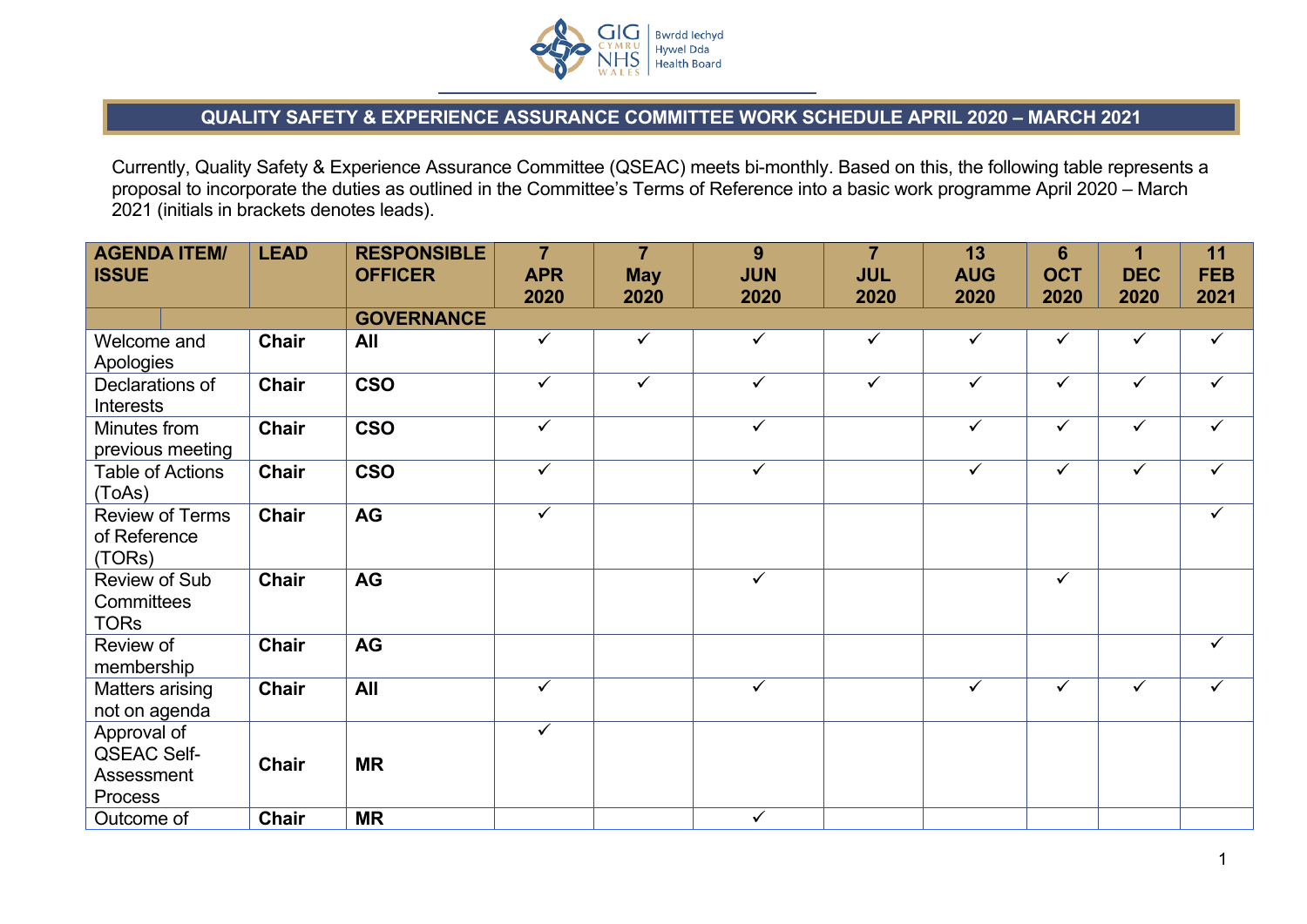## QUALITY SAFETY & EXPERIENCE ASSURANCE COMMITTEE WORK SCHEDULE APRIL 2020 – MARCH 2021

Currently, Quality Safety & Experience Assurance Committee (QSEAC) meets bi-monthly. Based on this, the following table represents a proposal to incorporate the duties as outlined in the Committee's Terms of Reference into a basic work programme April 2020 – March 2021 (initials in brackets denotes leads).

| AGENDA ITEM/ ISSUE | LEAD | RESPONSIBLE OFFICER | 7 APR 2020 | 7 May 2020 | 9 JUN 2020 | 7 JUL 2020 | 13 AUG 2020 | 6 OCT 2020 | 1 DEC 2020 | 11 FEB 2021 |
|---|---|---|---|---|---|---|---|---|---|---|
| | | **GOVERNANCE** | | | | | | | | |
| Welcome and Apologies | **Chair** | **All** | ✓ | ✓ | ✓ | ✓ | ✓ | ✓ | ✓ | ✓ |
| Declarations of Interests | **Chair** | **CSO** | ✓ | ✓ | ✓ | ✓ | ✓ | ✓ | ✓ | ✓ |
| Minutes from previous meeting | **Chair** | **CSO** | ✓ | | ✓ | | ✓ | ✓ | ✓ | ✓ |
| Table of Actions (ToAs) | **Chair** | **CSO** | ✓ | | ✓ | | ✓ | ✓ | ✓ | ✓ |
| Review of Terms of Reference (TORs) | **Chair** | **AG** | ✓ | | | | | | | ✓ |
| Review of Sub Committees TORs | **Chair** | **AG** | | | ✓ | | | ✓ | | |
| Review of membership | **Chair** | **AG** | | | | | | | | ✓ |
| Matters arising not on agenda | **Chair** | **All** | ✓ | | ✓ | | ✓ | ✓ | ✓ | ✓ |
| Approval of QSEAC Self-Assessment Process | **Chair** | **MR** | ✓ | | | | | | | |
| Outcome of | **Chair** | **MR** | | | ✓ | | | | | |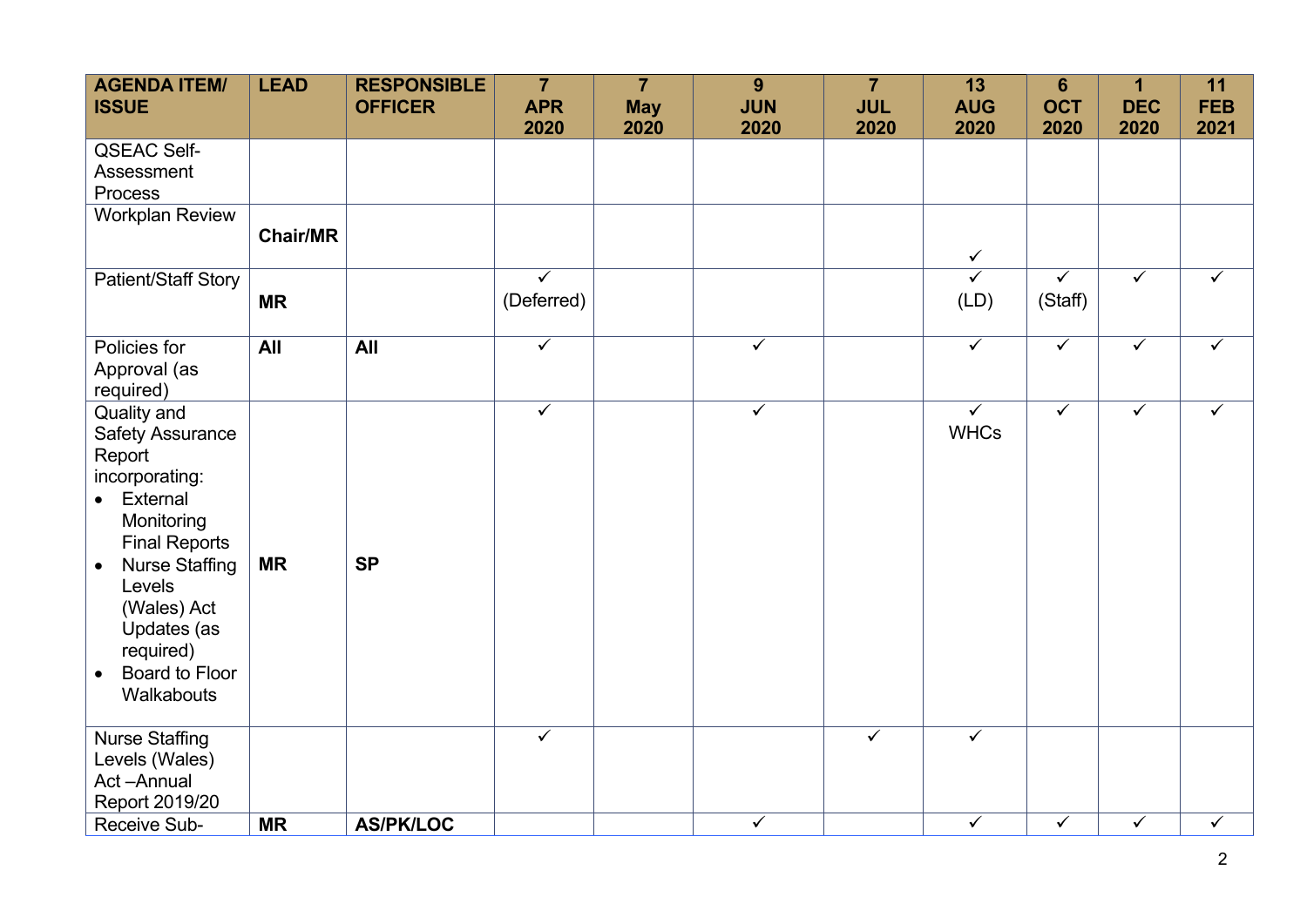| AGENDA ITEM/ ISSUE | LEAD | RESPONSIBLE OFFICER | 7 APR 2020 | 7 May 2020 | 9 JUN 2020 | 7 JUL 2020 | 13 AUG 2020 | 6 OCT 2020 | 1 DEC 2020 | 11 FEB 2021 |
|---|---|---|---|---|---|---|---|---|---|---|
| QSEAC Self-Assessment Process | | | | | | | | | | |
| Workplan Review | **Chair/MR** | | | | | | ✓ | | | |
| Patient/Staff Story | **MR** | | ✓ (Deferred) | | | | ✓ (LD) | ✓ (Staff) | ✓ | ✓ |
| Policies for Approval (as required) | **All** | **All** | ✓ | | ✓ | | ✓ | ✓ | ✓ | ✓ |
| Quality and Safety Assurance Report incorporating: <br>• External Monitoring Final Reports <br>• Nurse Staffing Levels (Wales) Act Updates (as required) <br>• Board to Floor Walkabouts | **MR** | **SP** | ✓ | | ✓ | | ✓ WHCs | ✓ | ✓ | ✓ |
| Nurse Staffing Levels (Wales) Act –Annual Report 2019/20 | | | ✓ | | | ✓ | ✓ | | | |
| Receive Sub- | **MR** | **AS/PK/LOC** | | | ✓ | | ✓ | ✓ | ✓ | ✓ |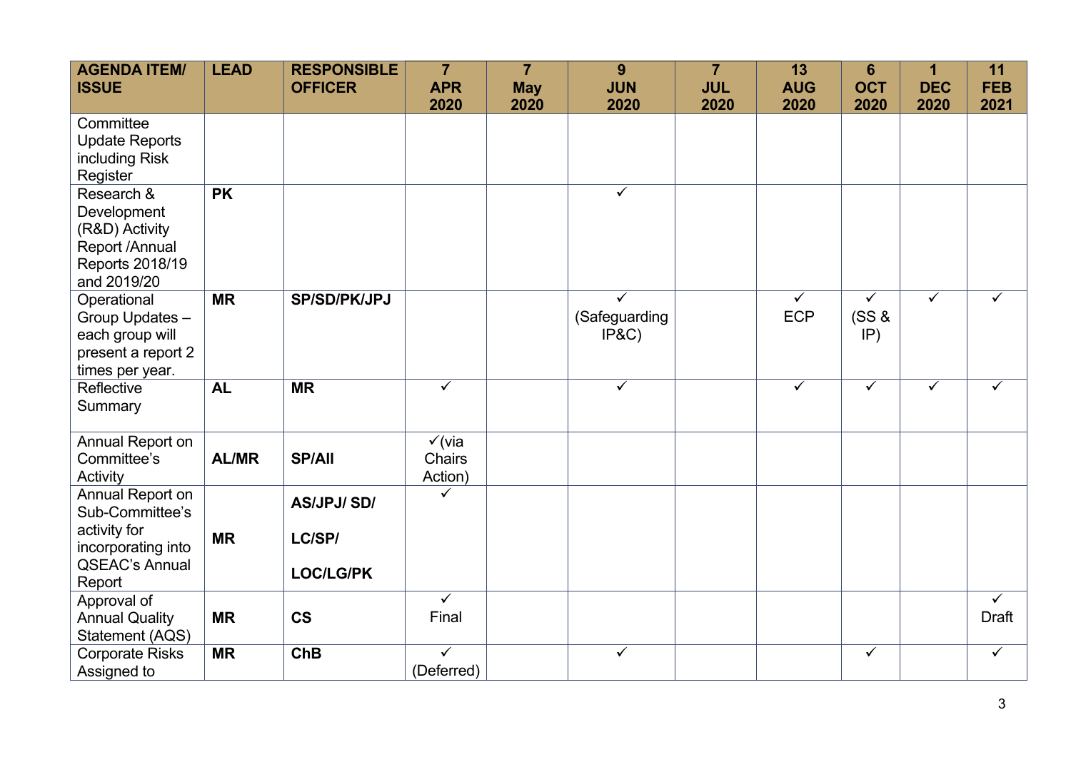| AGENDA ITEM/ ISSUE | LEAD | RESPONSIBLE OFFICER | 7 APR 2020 | 7 May 2020 | 9 JUN 2020 | 7 JUL 2020 | 13 AUG 2020 | 6 OCT 2020 | 1 DEC 2020 | 11 FEB 2021 |
|---|---|---|---|---|---|---|---|---|---|---|
| Committee Update Reports including Risk Register | | | | | | | | | | |
| Research & Development (R&D) Activity Report /Annual Reports 2018/19 and 2019/20 | **PK** | | | | ✓ | | | | | |
| Operational Group Updates – each group will present a report 2 times per year. | **MR** | **SP/SD/PK/JPJ** | | | ✓ (Safeguarding IP&C) | | ✓ ECP | ✓ (SS & IP) | ✓ | ✓ |
| Reflective Summary | **AL** | **MR** | ✓ | | ✓ | | ✓ | ✓ | ✓ | ✓ |
| Annual Report on Committee's Activity | **AL/MR** | **SP/All** | ✓(via Chairs Action) | | | | | | | |
| Annual Report on Sub-Committee's activity for incorporating into QSEAC's Annual Report | **MR** | **AS/JPJ/ SD/ LC/SP/ LOC/LG/PK** | ✓ | | | | | | | |
| Approval of Annual Quality Statement (AQS) | **MR** | **CS** | ✓ Final | | | | | | | ✓ Draft |
| Corporate Risks Assigned to | **MR** | **ChB** | ✓ (Deferred) | | ✓ | | | ✓ | | ✓ |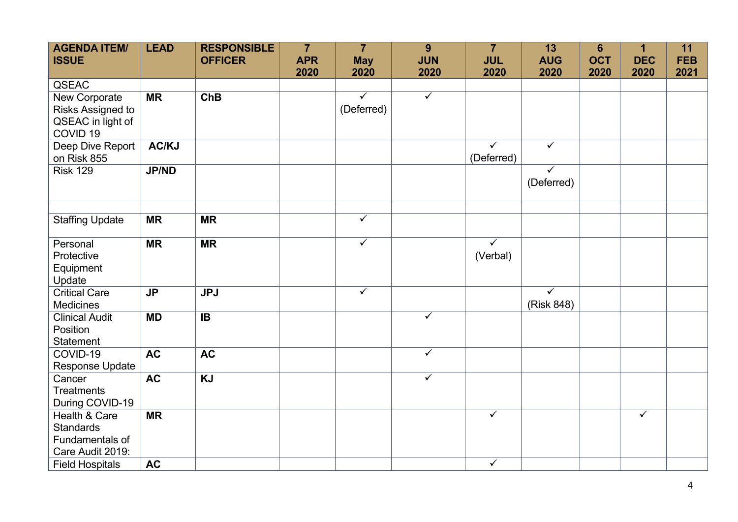| AGENDA ITEM/ ISSUE | LEAD | RESPONSIBLE OFFICER | 7 APR 2020 | 7 May 2020 | 9 JUN 2020 | 7 JUL 2020 | 13 AUG 2020 | 6 OCT 2020 | 1 DEC 2020 | 11 FEB 2021 |
|---|---|---|---|---|---|---|---|---|---|---|
| QSEAC | | | | | | | | | | |
| New Corporate Risks Assigned to QSEAC in light of COVID 19 | **MR** | **ChB** | | ✓ (Deferred) | ✓ | | | | | |
| Deep Dive Report on Risk 855 | **AC/KJ** | | | | | ✓ (Deferred) | ✓ | | | |
| Risk 129 | **JP/ND** | | | | | | ✓ (Deferred) | | | |
| | | | | | | | | | | |
| Staffing Update | **MR** | **MR** | | ✓ | | | | | | |
| Personal Protective Equipment Update | **MR** | **MR** | | ✓ | | ✓ (Verbal) | | | | |
| Critical Care Medicines | **JP** | **JPJ** | | ✓ | | | ✓ (Risk 848) | | | |
| Clinical Audit Position Statement | **MD** | **IB** | | | ✓ | | | | | |
| COVID-19 Response Update | **AC** | **AC** | | | ✓ | | | | | |
| Cancer Treatments During COVID-19 | **AC** | **KJ** | | | ✓ | | | | | |
| Health & Care Standards Fundamentals of Care Audit 2019: | **MR** | | | | | ✓ | | | ✓ | |
| Field Hospitals | **AC** | | | | | ✓ | | | | |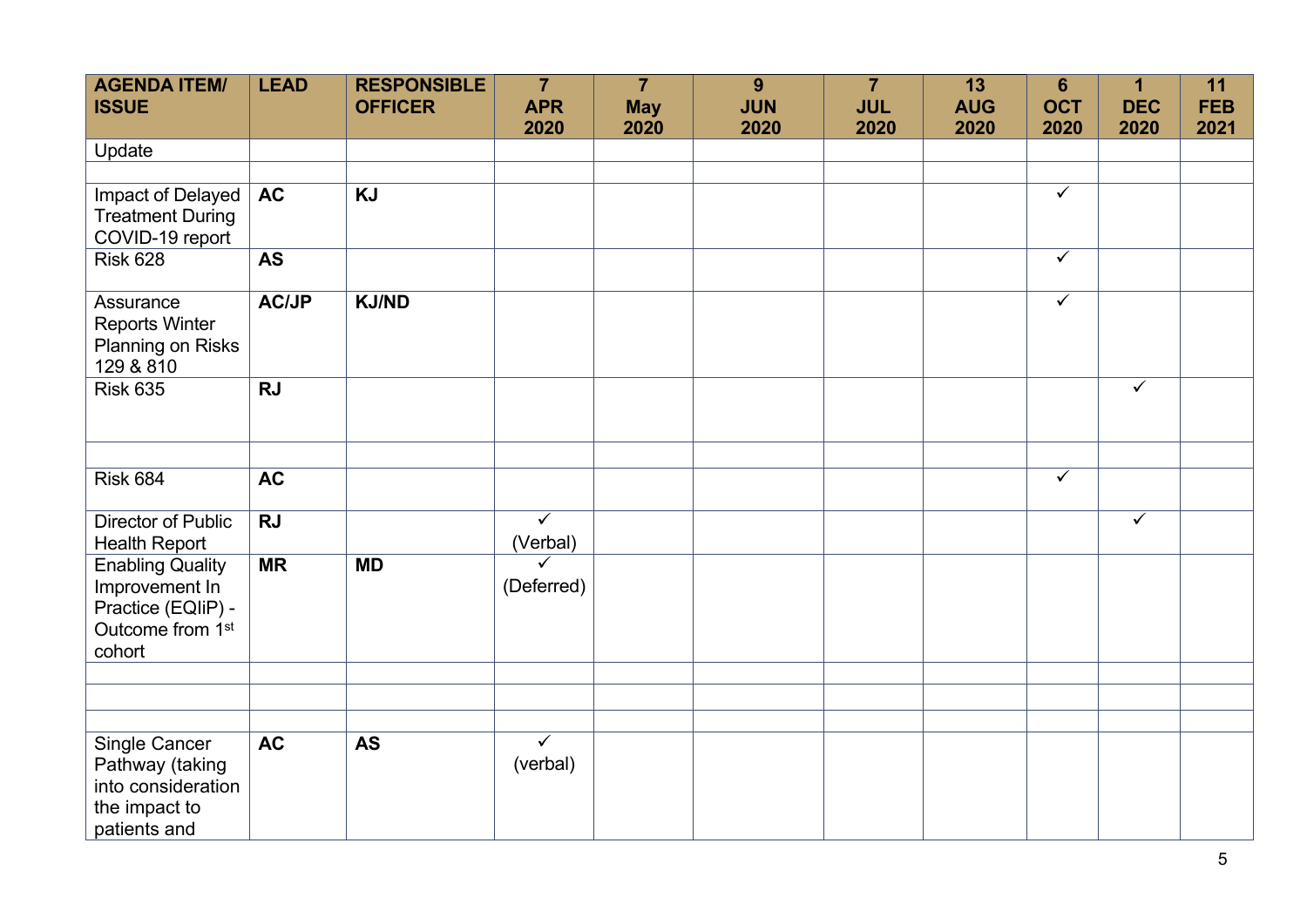| AGENDA ITEM/ ISSUE | LEAD | RESPONSIBLE OFFICER | 7 APR 2020 | 7 May 2020 | 9 JUN 2020 | 7 JUL 2020 | 13 AUG 2020 | 6 OCT 2020 | 1 DEC 2020 | 11 FEB 2021 |
|---|---|---|---|---|---|---|---|---|---|---|
| Update | | | | | | | | | | |
| | | | | | | | | | | |
| Impact of Delayed Treatment During COVID-19 report | **AC** | **KJ** | | | | | | ✓ | | |
| Risk 628 | **AS** | | | | | | | ✓ | | |
| Assurance Reports Winter Planning on Risks 129 & 810 | **AC/JP** | **KJ/ND** | | | | | | ✓ | | |
| Risk 635 | **RJ** | | | | | | | | ✓ | |
| | | | | | | | | | | |
| Risk 684 | **AC** | | | | | | | ✓ | | |
| Director of Public Health Report | **RJ** | | ✓ (Verbal) | | | | | | ✓ | |
| Enabling Quality Improvement In Practice (EQIiP) - Outcome from 1st cohort | **MR** | **MD** | ✓ (Deferred) | | | | | | | |
| | | | | | | | | | | |
| | | | | | | | | | | |
| | | | | | | | | | | |
| Single Cancer Pathway (taking into consideration the impact to patients and | **AC** | **AS** | ✓ (verbal) | | | | | | | |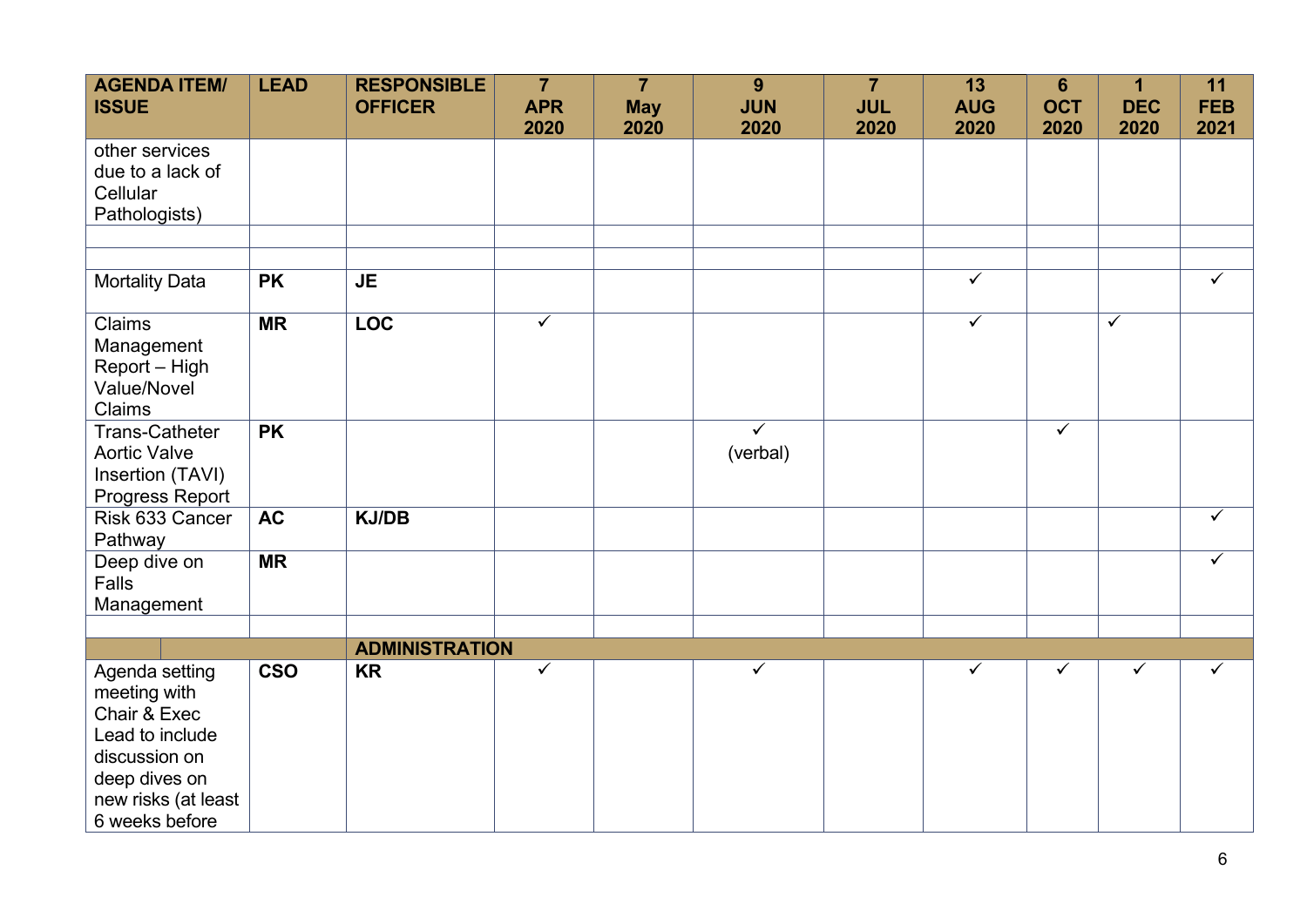| AGENDA ITEM/ ISSUE | LEAD | RESPONSIBLE OFFICER | 7 APR 2020 | 7 May 2020 | 9 JUN 2020 | 7 JUL 2020 | 13 AUG 2020 | 6 OCT 2020 | 1 DEC 2020 | 11 FEB 2021 |
|---|---|---|---|---|---|---|---|---|---|---|
| other services due to a lack of Cellular Pathologists) | | | | | | | | | | |
| | | | | | | | | | | |
| | | | | | | | | | | |
| Mortality Data | **PK** | **JE** | | | | | ✓ | | | ✓ |
| Claims Management Report – High Value/Novel Claims | **MR** | **LOC** | ✓ | | | | ✓ | | ✓ | |
| Trans-Catheter Aortic Valve Insertion (TAVI) Progress Report | **PK** | | | | ✓ (verbal) | | | ✓ | | |
| Risk 633 Cancer Pathway | **AC** | **KJ/DB** | | | | | | | | ✓ |
| Deep dive on Falls Management | **MR** | | | | | | | | | ✓ |
| | | | | | | | | | | |
| | | **ADMINISTRATION** | | | | | | | | |
| Agenda setting meeting with Chair & Exec Lead to include discussion on deep dives on new risks (at least 6 weeks before | **CSO** | **KR** | ✓ | | ✓ | | ✓ | ✓ | ✓ | ✓ |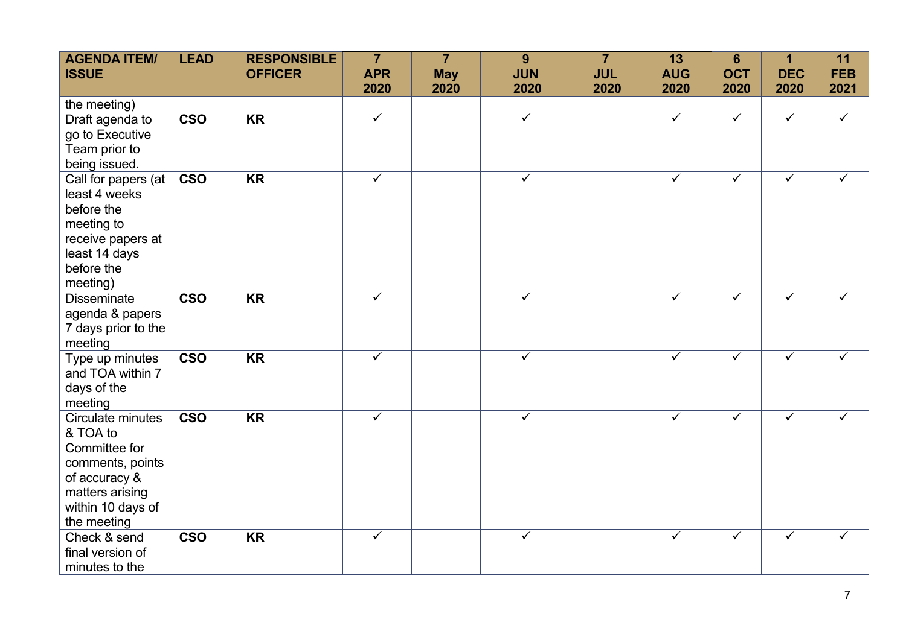| AGENDA ITEM/ ISSUE | LEAD | RESPONSIBLE OFFICER | 7 APR 2020 | 7 May 2020 | 9 JUN 2020 | 7 JUL 2020 | 13 AUG 2020 | 6 OCT 2020 | 1 DEC 2020 | 11 FEB 2021 |
|---|---|---|---|---|---|---|---|---|---|---|
| the meeting) | | | | | | | | | | |
| Draft agenda to go to Executive Team prior to being issued. | **CSO** | **KR** | ✓ | | ✓ | | ✓ | ✓ | ✓ | ✓ |
| Call for papers (at least 4 weeks before the meeting to receive papers at least 14 days before the meeting) | **CSO** | **KR** | ✓ | | ✓ | | ✓ | ✓ | ✓ | ✓ |
| Disseminate agenda & papers 7 days prior to the meeting | **CSO** | **KR** | ✓ | | ✓ | | ✓ | ✓ | ✓ | ✓ |
| Type up minutes and TOA within 7 days of the meeting | **CSO** | **KR** | ✓ | | ✓ | | ✓ | ✓ | ✓ | ✓ |
| Circulate minutes & TOA to Committee for comments, points of accuracy & matters arising within 10 days of the meeting | **CSO** | **KR** | ✓ | | ✓ | | ✓ | ✓ | ✓ | ✓ |
| Check & send final version of minutes to the | **CSO** | **KR** | ✓ | | ✓ | | ✓ | ✓ | ✓ | ✓ |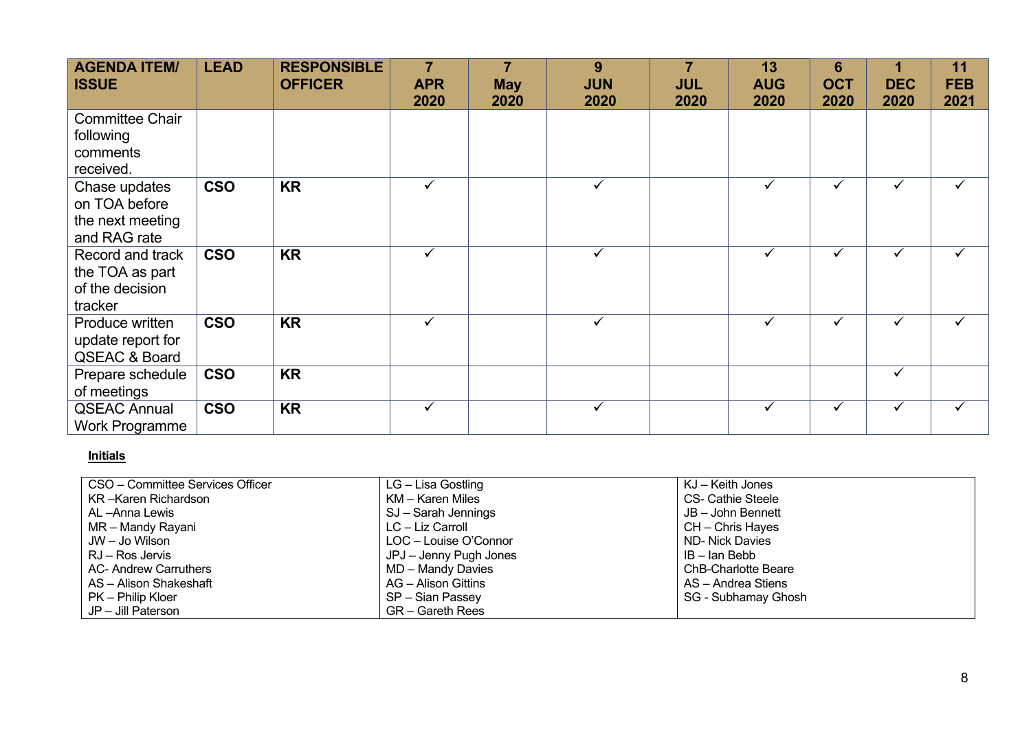| AGENDA ITEM/ ISSUE | LEAD | RESPONSIBLE OFFICER | 7 APR 2020 | 7 May 2020 | 9 JUN 2020 | 7 JUL 2020 | 13 AUG 2020 | 6 OCT 2020 | 1 DEC 2020 | 11 FEB 2021 |
|---|---|---|---|---|---|---|---|---|---|---|
| Committee Chair following comments received. | | | | | | | | | | |
| Chase updates on TOA before the next meeting and RAG rate | **CSO** | **KR** | ✓ | | ✓ | | ✓ | ✓ | ✓ | ✓ |
| Record and track the TOA as part of the decision tracker | **CSO** | **KR** | ✓ | | ✓ | | ✓ | ✓ | ✓ | ✓ |
| Produce written update report for QSEAC & Board | **CSO** | **KR** | ✓ | | ✓ | | ✓ | ✓ | ✓ | ✓ |
| Prepare schedule of meetings | **CSO** | **KR** | | | | | | | ✓ | |
| QSEAC Annual Work Programme | **CSO** | **KR** | ✓ | | ✓ | | ✓ | ✓ | ✓ | ✓ |

**Initials**

| | | |
|---|---|---|
| CSO – Committee Services Officer | LG – Lisa Gostling | KJ – Keith Jones |
| KR –Karen Richardson | KM – Karen Miles | CS- Cathie Steele |
| AL –Anna Lewis | SJ – Sarah Jennings | JB – John Bennett |
| MR – Mandy Rayani | LC – Liz Carroll | CH – Chris Hayes |
| JW – Jo Wilson | LOC – Louise O'Connor | ND- Nick Davies |
| RJ – Ros Jervis | JPJ – Jenny Pugh Jones | IB – Ian Bebb |
| AC- Andrew Carruthers | MD – Mandy Davies | ChB-Charlotte Beare |
| AS – Alison Shakeshaft | AG – Alison Gittins | AS – Andrea Stiens |
| PK – Philip Kloer | SP – Sian Passey | SG - Subhamay Ghosh |
| JP – Jill Paterson | GR – Gareth Rees | |